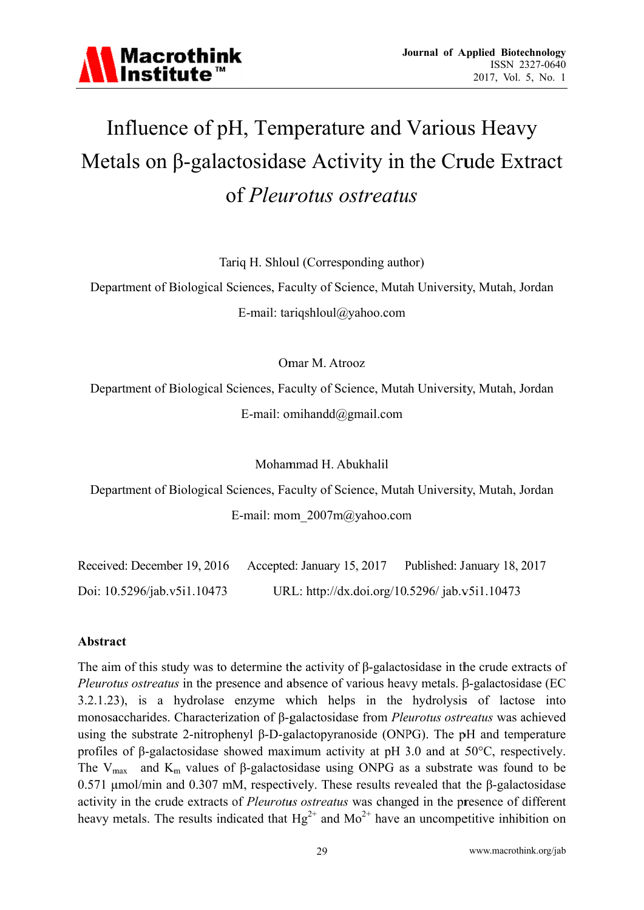# Influence of pH, Temperature and Various Heavy Metals on β-galactosidase Activity in the Crude Extract of *Pleurotus ostreatus*

Tariq H. Shloul (Corresponding author)

Department of Biological Sciences, Faculty of Science, Mutah University, Mutah, Jordan

E-mail: tariqshloul@yahoo.com

Omar M. Atrooz

Department of Biological Sciences, Faculty of Science, Mutah University, Mutah, Jordan

E-mail: omihandd@gmail.com

Mohammad H. Abukhalil

Department of Biological Sciences, Faculty of Science, Mutah University, Mutah, Jordan

E-mail: mom_2007m@yahoo.com

Received: December 19, 2016 Accepted: January 15, 2017 Published: January 18, 2017

Doi: 10.5296/jab.v5i1.10473 URL: http://dx.doi.org/10.5296/ jab.v5i1.10473

## Abstract

The aim of this study was to determine the activity of β-galactosidase in the crude extracts of *Pleurotus ostreatus* in the presence and absence of various heavy metals. β-galactosidase (EC 3.2.1.23), is a hydrolase enzyme which helps in the hydrolysis of lactose into monosaccharides. Characterization of β-galactosidase from *Pleurotus ostreatus* was achieved using the substrate 2-nitrophenyl β-D-galactopyranoside (ONPG). The pH and temperature profiles of β-galactosidase showed maximum activity at pH 3.0 and at 50°C, respectively. The $V_{max}$ and $K_m$ values of β-galactosidase using ONPG as a substrate was found to be 0.571 μmol/min and 0.307 mM, respectively. These results revealed that the β-galactosidase activity in the crude extracts of *Pleurotus ostreatus* was changed in the presence of different heavy metals. The results indicated that $Hg^{2+}$ and $Mo^{2+}$ have an uncompetitive inhibition on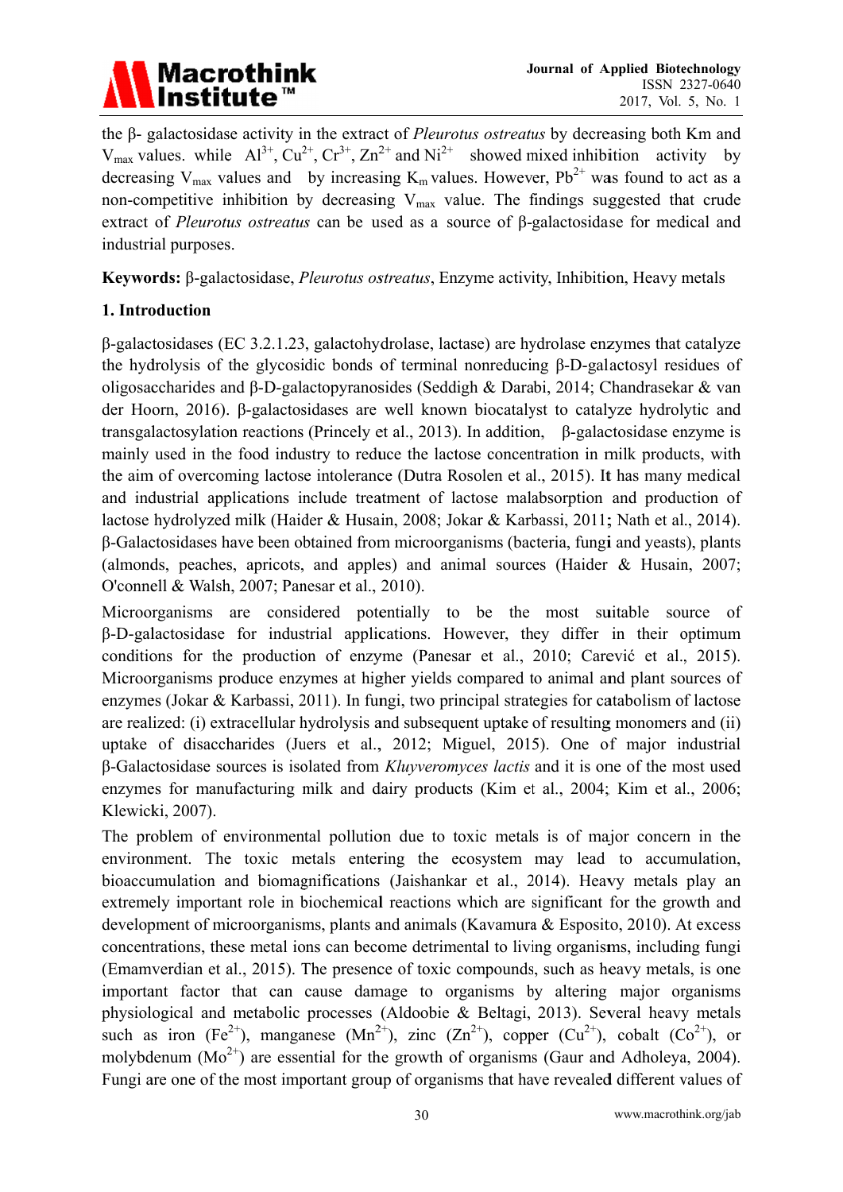the β- galactosidase activity in the extract of *Pleurotus ostreatus* by decreasing both Km and $V_{max}$ values. while $Al^{3+}$, $Cu^{2+}$, $Cr^{3+}$, $Zn^{2+}$ and $Ni^{2+}$ showed mixed inhibition activity by decreasing $V_{max}$ values and by increasing $K_m$ values. However, $Pb^{2+}$ was found to act as a non-competitive inhibition by decreasing $V_{max}$ value. The findings suggested that crude extract of *Pleurotus ostreatus* can be used as a source of β-galactosidase for medical and industrial purposes.

**Keywords:** β-galactosidase, *Pleurotus ostreatus*, Enzyme activity, Inhibition, Heavy metals

## 1. Introduction

β-galactosidases (EC 3.2.1.23, galactohydrolase, lactase) are hydrolase enzymes that catalyze the hydrolysis of the glycosidic bonds of terminal nonreducing β-D-galactosyl residues of oligosaccharides and β-D-galactopyranosides (Seddigh & Darabi, 2014; Chandrasekar & van der Hoorn, 2016). β-galactosidases are well known biocatalyst to catalyze hydrolytic and transgalactosylation reactions (Princely et al., 2013). In addition, β-galactosidase enzyme is mainly used in the food industry to reduce the lactose concentration in milk products, with the aim of overcoming lactose intolerance (Dutra Rosolen et al., 2015). It has many medical and industrial applications include treatment of lactose malabsorption and production of lactose hydrolyzed milk (Haider & Husain, 2008; Jokar & Karbassi, 2011; Nath et al., 2014). β-Galactosidases have been obtained from microorganisms (bacteria, fungi and yeasts), plants (almonds, peaches, apricots, and apples) and animal sources (Haider & Husain, 2007; O'connell & Walsh, 2007; Panesar et al., 2010).

Microorganisms are considered potentially to be the most suitable source of β-D-galactosidase for industrial applications. However, they differ in their optimum conditions for the production of enzyme (Panesar et al., 2010; Carević et al., 2015). Microorganisms produce enzymes at higher yields compared to animal and plant sources of enzymes (Jokar & Karbassi, 2011). In fungi, two principal strategies for catabolism of lactose are realized: (i) extracellular hydrolysis and subsequent uptake of resulting monomers and (ii) uptake of disaccharides (Juers et al., 2012; Miguel, 2015). One of major industrial β-Galactosidase sources is isolated from *Kluyveromyces lactis* and it is one of the most used enzymes for manufacturing milk and dairy products (Kim et al., 2004; Kim et al., 2006; Klewicki, 2007).

The problem of environmental pollution due to toxic metals is of major concern in the environment. The toxic metals entering the ecosystem may lead to accumulation, bioaccumulation and biomagnifications (Jaishankar et al., 2014). Heavy metals play an extremely important role in biochemical reactions which are significant for the growth and development of microorganisms, plants and animals (Kavamura & Esposito, 2010). At excess concentrations, these metal ions can become detrimental to living organisms, including fungi (Emamverdian et al., 2015). The presence of toxic compounds, such as heavy metals, is one important factor that can cause damage to organisms by altering major organisms physiological and metabolic processes (Aldoobie & Beltagi, 2013). Several heavy metals such as iron ($Fe^{2+}$), manganese ($Mn^{2+}$), zinc ($Zn^{2+}$), copper ($Cu^{2+}$), cobalt ($Co^{2+}$), or molybdenum ($Mo^{2+}$) are essential for the growth of organisms (Gaur and Adholeya, 2004). Fungi are one of the most important group of organisms that have revealed different values of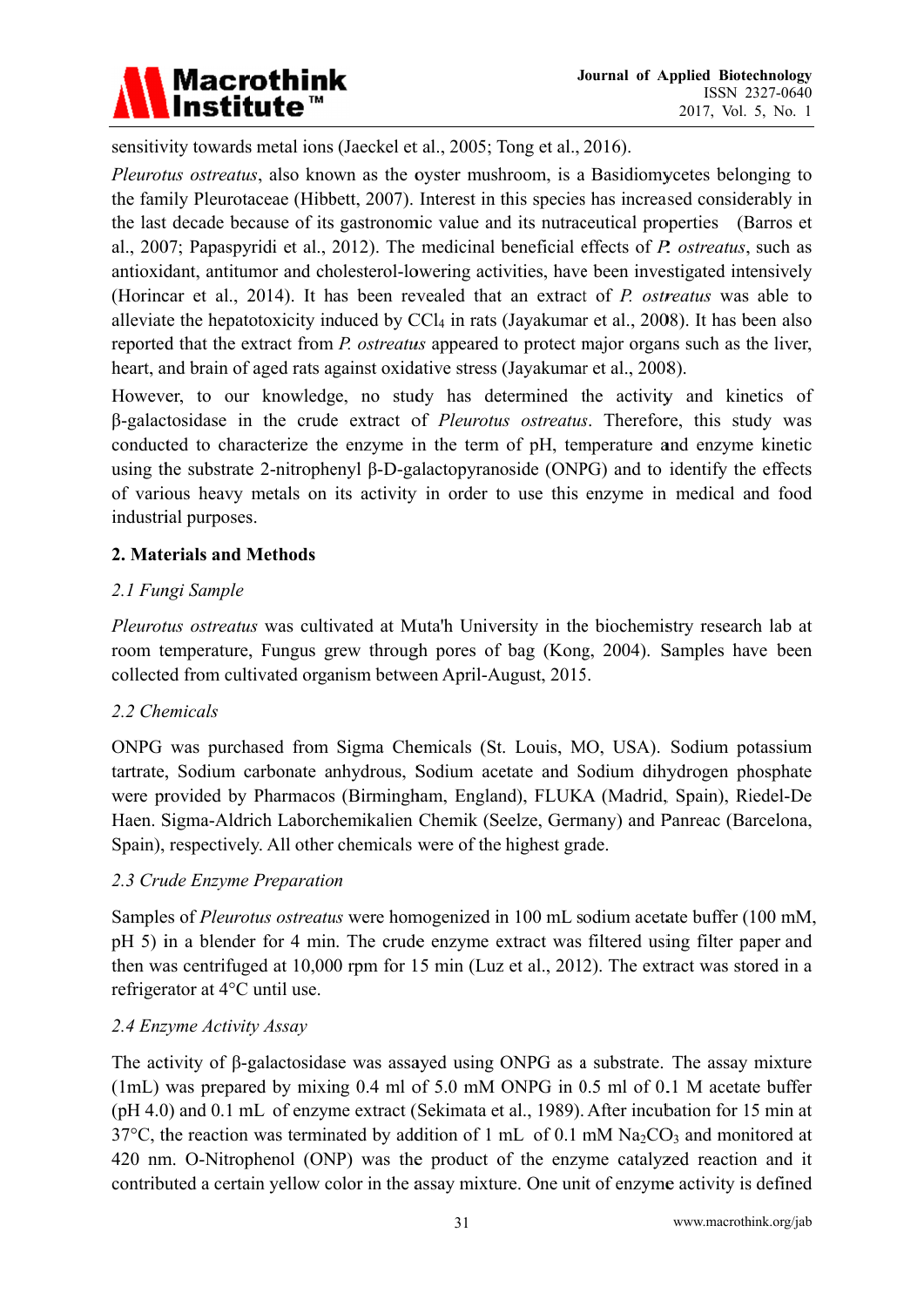sensitivity towards metal ions (Jaeckel et al., 2005; Tong et al., 2016).

*Pleurotus ostreatus*, also known as the oyster mushroom, is a Basidiomycetes belonging to the family Pleurotaceae (Hibbett, 2007). Interest in this species has increased considerably in the last decade because of its gastronomic value and its nutraceutical properties (Barros et al., 2007; Papaspyridi et al., 2012). The medicinal beneficial effects of *P. ostreatus*, such as antioxidant, antitumor and cholesterol-lowering activities, have been investigated intensively (Horincar et al., 2014). It has been revealed that an extract of *P. ostreatus* was able to alleviate the hepatotoxicity induced by $CCl_4$ in rats (Jayakumar et al., 2008). It has been also reported that the extract from *P. ostreatus* appeared to protect major organs such as the liver, heart, and brain of aged rats against oxidative stress (Jayakumar et al., 2008).

However, to our knowledge, no study has determined the activity and kinetics of β-galactosidase in the crude extract of *Pleurotus ostreatus*. Therefore, this study was conducted to characterize the enzyme in the term of pH, temperature and enzyme kinetic using the substrate 2-nitrophenyl β-D-galactopyranoside (ONPG) and to identify the effects of various heavy metals on its activity in order to use this enzyme in medical and food industrial purposes.

## 2. Materials and Methods

### *2.1 Fungi Sample*

*Pleurotus ostreatus* was cultivated at Muta'h University in the biochemistry research lab at room temperature, Fungus grew through pores of bag (Kong, 2004). Samples have been collected from cultivated organism between April-August, 2015.

### *2.2 Chemicals*

ONPG was purchased from Sigma Chemicals (St. Louis, MO, USA). Sodium potassium tartrate, Sodium carbonate anhydrous, Sodium acetate and Sodium dihydrogen phosphate were provided by Pharmacos (Birmingham, England), FLUKA (Madrid, Spain), Riedel-De Haen. Sigma-Aldrich Laborchemikalien Chemik (Seelze, Germany) and Panreac (Barcelona, Spain), respectively. All other chemicals were of the highest grade.

### *2.3 Crude Enzyme Preparation*

Samples of *Pleurotus ostreatus* were homogenized in 100 mL sodium acetate buffer (100 mM, pH 5) in a blender for 4 min. The crude enzyme extract was filtered using filter paper and then was centrifuged at 10,000 rpm for 15 min (Luz et al., 2012). The extract was stored in a refrigerator at 4°C until use.

### *2.4 Enzyme Activity Assay*

The activity of β-galactosidase was assayed using ONPG as a substrate. The assay mixture (1mL) was prepared by mixing 0.4 ml of 5.0 mM ONPG in 0.5 ml of 0.1 M acetate buffer (pH 4.0) and 0.1 mL of enzyme extract (Sekimata et al., 1989). After incubation for 15 min at 37°C, the reaction was terminated by addition of 1 mL of 0.1 mM $Na_2CO_3$ and monitored at 420 nm. O-Nitrophenol (ONP) was the product of the enzyme catalyzed reaction and it contributed a certain yellow color in the assay mixture. One unit of enzyme activity is defined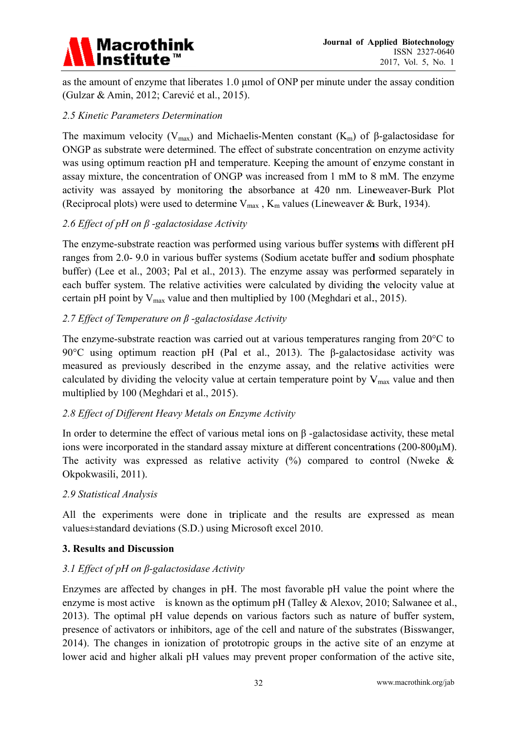as the amount of enzyme that liberates 1.0 μmol of ONP per minute under the assay condition (Gulzar & Amin, 2012; Carević et al., 2015).

### *2.5 Kinetic Parameters Determination*

The maximum velocity ($V_{max}$) and Michaelis-Menten constant ($K_m$) of β-galactosidase for ONGP as substrate were determined. The effect of substrate concentration on enzyme activity was using optimum reaction pH and temperature. Keeping the amount of enzyme constant in assay mixture, the concentration of ONGP was increased from 1 mM to 8 mM. The enzyme activity was assayed by monitoring the absorbance at 420 nm. Lineweaver-Burk Plot (Reciprocal plots) were used to determine $V_{max}$ , $K_m$ values (Lineweaver & Burk, 1934).

### *2.6 Effect of pH on β -galactosidase Activity*

The enzyme-substrate reaction was performed using various buffer systems with different pH ranges from 2.0- 9.0 in various buffer systems (Sodium acetate buffer and sodium phosphate buffer) (Lee et al., 2003; Pal et al., 2013). The enzyme assay was performed separately in each buffer system. The relative activities were calculated by dividing the velocity value at certain pH point by $V_{max}$ value and then multiplied by 100 (Meghdari et al., 2015).

### *2.7 Effect of Temperature on β -galactosidase Activity*

The enzyme-substrate reaction was carried out at various temperatures ranging from 20°C to 90°C using optimum reaction pH (Pal et al., 2013). The β-galactosidase activity was measured as previously described in the enzyme assay, and the relative activities were calculated by dividing the velocity value at certain temperature point by $V_{max}$ value and then multiplied by 100 (Meghdari et al., 2015).

### *2.8 Effect of Different Heavy Metals on Enzyme Activity*

In order to determine the effect of various metal ions on β -galactosidase activity, these metal ions were incorporated in the standard assay mixture at different concentrations (200-800μM). The activity was expressed as relative activity (%) compared to control (Nweke & Okpokwasili, 2011).

### *2.9 Statistical Analysis*

All the experiments were done in triplicate and the results are expressed as mean values±standard deviations (S.D.) using Microsoft excel 2010.

## **3. Results and Discussion**

### *3.1 Effect of pH on β-galactosidase Activity*

Enzymes are affected by changes in pH. The most favorable pH value the point where the enzyme is most active is known as the optimum pH (Talley & Alexov, 2010; Salwanee et al., 2013). The optimal pH value depends on various factors such as nature of buffer system, presence of activators or inhibitors, age of the cell and nature of the substrates (Bisswanger, 2014). The changes in ionization of prototropic groups in the active site of an enzyme at lower acid and higher alkali pH values may prevent proper conformation of the active site,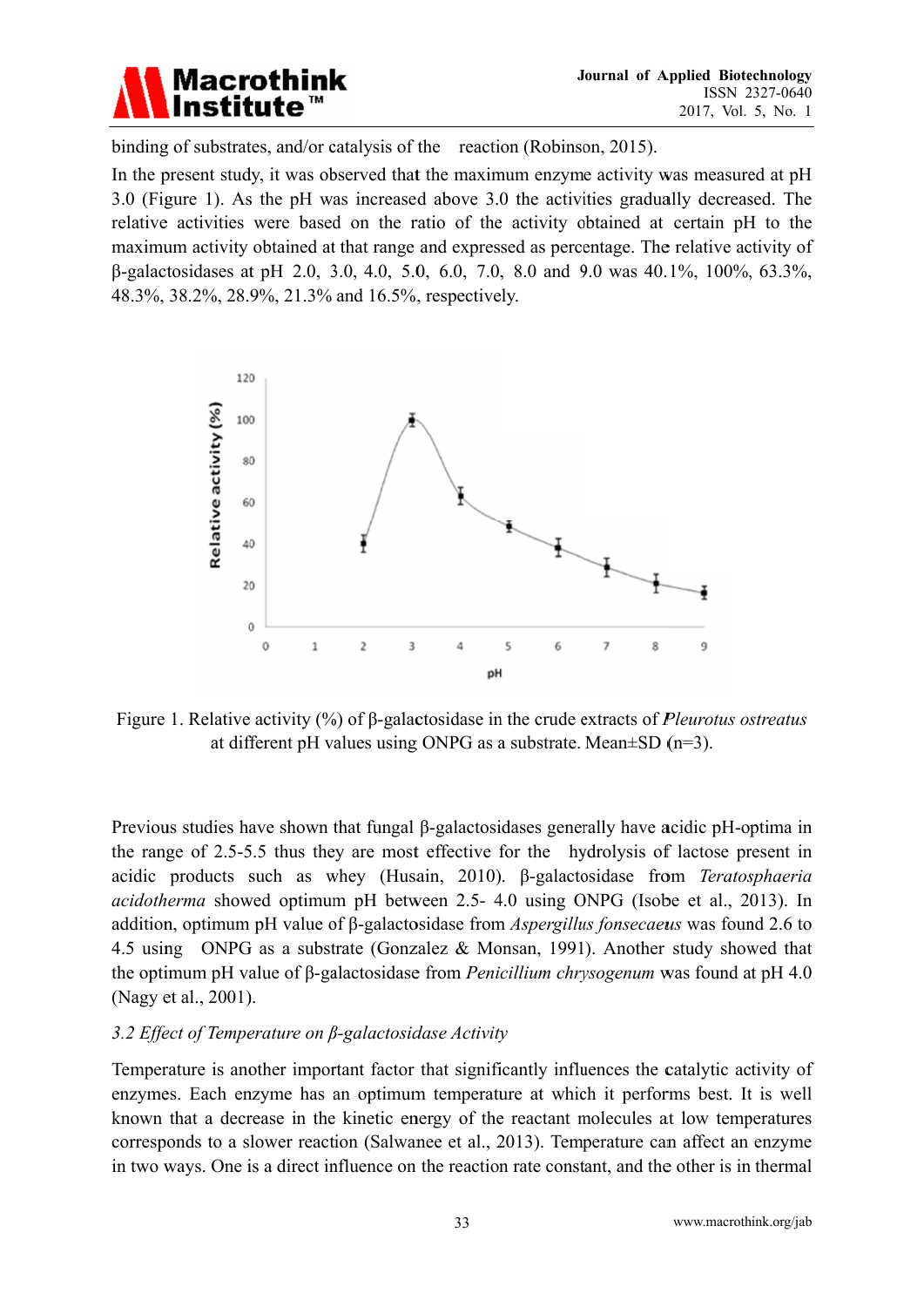binding of substrates, and/or catalysis of the reaction (Robinson, 2015).

In the present study, it was observed that the maximum enzyme activity was measured at pH 3.0 (Figure 1). As the pH was increased above 3.0 the activities gradually decreased. The relative activities were based on the ratio of the activity obtained at certain pH to the maximum activity obtained at that range and expressed as percentage. The relative activity of β-galactosidases at pH 2.0, 3.0, 4.0, 5.0, 6.0, 7.0, 8.0 and 9.0 was 40.1%, 100%, 63.3%, 48.3%, 38.2%, 28.9%, 21.3% and 16.5%, respectively.

Figure 1. Relative activity (%) of β-galactosidase in the crude extracts of *Pleurotus ostreatus* at different pH values using ONPG as a substrate. Mean±SD (n=3).

Previous studies have shown that fungal β-galactosidases generally have acidic pH-optima in the range of 2.5-5.5 thus they are most effective for the hydrolysis of lactose present in acidic products such as whey (Husain, 2010). β-galactosidase from *Teratosphaeria acidotherma* showed optimum pH between 2.5- 4.0 using ONPG (Isobe et al., 2013). In addition, optimum pH value of β-galactosidase from *Aspergillus fonsecaeus* was found 2.6 to 4.5 using ONPG as a substrate (Gonzalez & Monsan, 1991). Another study showed that the optimum pH value of β-galactosidase from *Penicillium chrysogenum* was found at pH 4.0 (Nagy et al., 2001).

### *3.2 Effect of Temperature on β-galactosidase Activity*

Temperature is another important factor that significantly influences the catalytic activity of enzymes. Each enzyme has an optimum temperature at which it performs best. It is well known that a decrease in the kinetic energy of the reactant molecules at low temperatures corresponds to a slower reaction (Salwanee et al., 2013). Temperature can affect an enzyme in two ways. One is a direct influence on the reaction rate constant, and the other is in thermal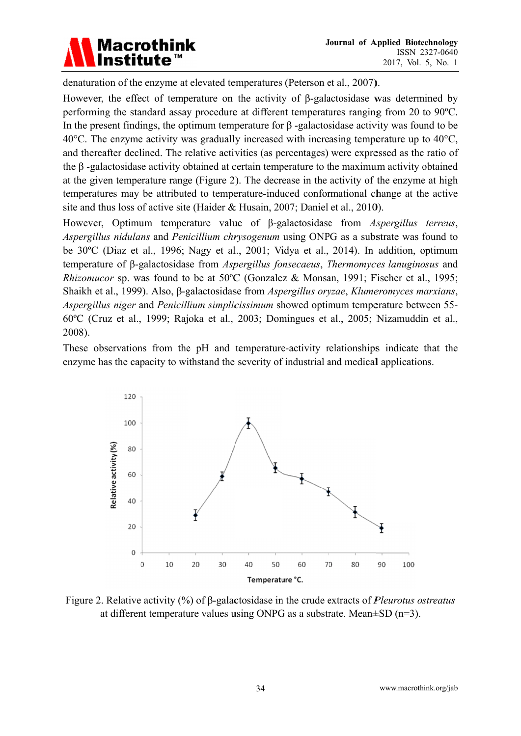denaturation of the enzyme at elevated temperatures (Peterson et al., 2007).

However, the effect of temperature on the activity of β-galactosidase was determined by performing the standard assay procedure at different temperatures ranging from 20 to 90ºC. In the present findings, the optimum temperature for β -galactosidase activity was found to be 40°C. The enzyme activity was gradually increased with increasing temperature up to 40°C, and thereafter declined. The relative activities (as percentages) were expressed as the ratio of the β -galactosidase activity obtained at certain temperature to the maximum activity obtained at the given temperature range (Figure 2). The decrease in the activity of the enzyme at high temperatures may be attributed to temperature-induced conformational change at the active site and thus loss of active site (Haider & Husain, 2007; Daniel et al., 2010).

However, Optimum temperature value of β-galactosidase from *Aspergillus terreus*, *Aspergillus nidulans* and *Penicillium chrysogenum* using ONPG as a substrate was found to be 30ºC (Diaz et al., 1996; Nagy et al., 2001; Vidya et al., 2014). In addition, optimum temperature of β-galactosidase from *Aspergillus fonsecaeus*, *Thermomyces lanuginosus* and *Rhizomucor* sp. was found to be at 50ºC (Gonzalez & Monsan, 1991; Fischer et al., 1995; Shaikh et al., 1999). Also, β-galactosidase from *Aspergillus oryzae*, *Klumeromyces marxians*, *Aspergillus niger* and *Penicillium simplicissimum* showed optimum temperature between 55-60ºC (Cruz et al., 1999; Rajoka et al., 2003; Domingues et al., 2005; Nizamuddin et al., 2008).

These observations from the pH and temperature-activity relationships indicate that the enzyme has the capacity to withstand the severity of industrial and medical applications.

Figure 2. Relative activity (%) of β-galactosidase in the crude extracts of *Pleurotus ostreatus* at different temperature values using ONPG as a substrate. Mean±SD (n=3).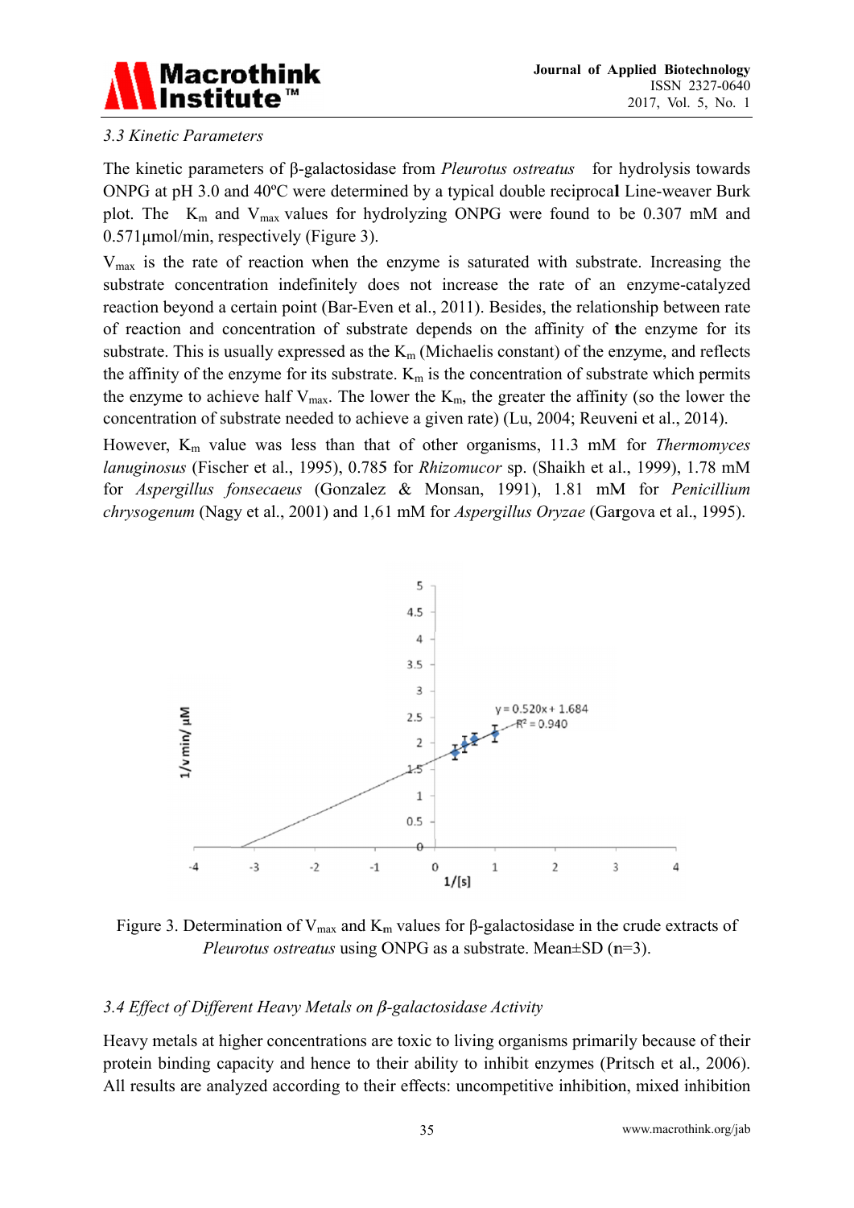### 3.3 Kinetic Parameters

The kinetic parameters of β-galactosidase from *Pleurotus ostreatus* for hydrolysis towards ONPG at pH 3.0 and 40ºC were determined by a typical double reciprocal Line-weaver Burk plot. The $K_m$ and $V_{max}$ values for hydrolyzing ONPG were found to be 0.307 mM and 0.571μmol/min, respectively (Figure 3).

$V_{max}$ is the rate of reaction when the enzyme is saturated with substrate. Increasing the substrate concentration indefinitely does not increase the rate of an enzyme-catalyzed reaction beyond a certain point (Bar-Even et al., 2011). Besides, the relationship between rate of reaction and concentration of substrate depends on the affinity of the enzyme for its substrate. This is usually expressed as the $K_m$ (Michaelis constant) of the enzyme, and reflects the affinity of the enzyme for its substrate. $K_m$ is the concentration of substrate which permits the enzyme to achieve half $V_{max}$. The lower the $K_m$, the greater the affinity (so the lower the concentration of substrate needed to achieve a given rate) (Lu, 2004; Reuveni et al., 2014).

However, $K_m$ value was less than that of other organisms, 11.3 mM for *Thermomyces lanuginosus* (Fischer et al., 1995), 0.785 for *Rhizomucor* sp. (Shaikh et al., 1999), 1.78 mM for *Aspergillus fonsecaeus* (Gonzalez & Monsan, 1991), 1.81 mM for *Penicillium chrysogenum* (Nagy et al., 2001) and 1,61 mM for *Aspergillus Oryzae* (Gargova et al., 1995).

Figure 3. Determination of $V_{max}$ and $K_m$ values for β-galactosidase in the crude extracts of *Pleurotus ostreatus* using ONPG as a substrate. Mean±SD (n=3).

### 3.4 Effect of Different Heavy Metals on β-galactosidase Activity

Heavy metals at higher concentrations are toxic to living organisms primarily because of their protein binding capacity and hence to their ability to inhibit enzymes (Pritsch et al., 2006). All results are analyzed according to their effects: uncompetitive inhibition, mixed inhibition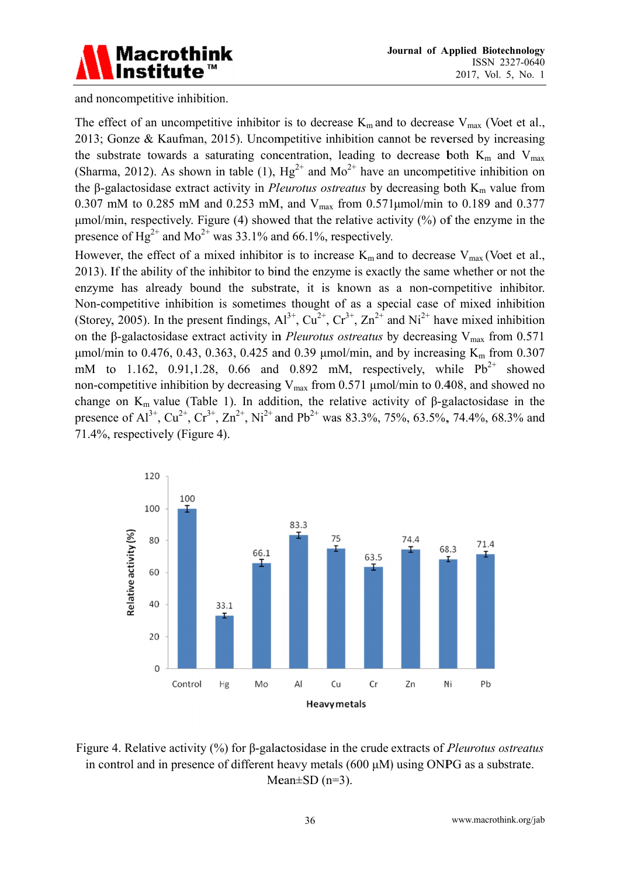and noncompetitive inhibition.

The effect of an uncompetitive inhibitor is to decrease $K_m$ and to decrease $V_{max}$ (Voet et al., 2013; Gonze & Kaufman, 2015). Uncompetitive inhibition cannot be reversed by increasing the substrate towards a saturating concentration, leading to decrease both $K_m$ and $V_{max}$ (Sharma, 2012). As shown in table (1), $Hg^{2+}$ and $Mo^{2+}$ have an uncompetitive inhibition on the β-galactosidase extract activity in *Pleurotus ostreatus* by decreasing both $K_m$ value from 0.307 mM to 0.285 mM and 0.253 mM, and $V_{max}$ from 0.571µmol/min to 0.189 and 0.377 µmol/min, respectively. Figure (4) showed that the relative activity (%) of the enzyme in the presence of $Hg^{2+}$ and $Mo^{2+}$ was 33.1% and 66.1%, respectively.

However, the effect of a mixed inhibitor is to increase $K_m$ and to decrease $V_{max}$ (Voet et al., 2013). If the ability of the inhibitor to bind the enzyme is exactly the same whether or not the enzyme has already bound the substrate, it is known as a non-competitive inhibitor. Non-competitive inhibition is sometimes thought of as a special case of mixed inhibition (Storey, 2005). In the present findings, $Al^{3+}$, $Cu^{2+}$, $Cr^{3+}$, $Zn^{2+}$ and $Ni^{2+}$ have mixed inhibition on the β-galactosidase extract activity in *Pleurotus ostreatus* by decreasing $V_{max}$ from 0.571 µmol/min to 0.476, 0.43, 0.363, 0.425 and 0.39 µmol/min, and by increasing $K_m$ from 0.307 mM to 1.162, 0.91,1.28, 0.66 and 0.892 mM, respectively, while $Pb^{2+}$ showed non-competitive inhibition by decreasing $V_{max}$ from 0.571 µmol/min to 0.408, and showed no change on $K_m$ value (Table 1). In addition, the relative activity of β-galactosidase in the presence of $Al^{3+}$, $Cu^{2+}$, $Cr^{3+}$, $Zn^{2+}$, $Ni^{2+}$ and $Pb^{2+}$ was 83.3%, 75%, 63.5%, 74.4%, 68.3% and 71.4%, respectively (Figure 4).

Figure 4. Relative activity (%) for β-galactosidase in the crude extracts of *Pleurotus ostreatus* in control and in presence of different heavy metals (600 µM) using ONPG as a substrate. Mean±SD (n=3).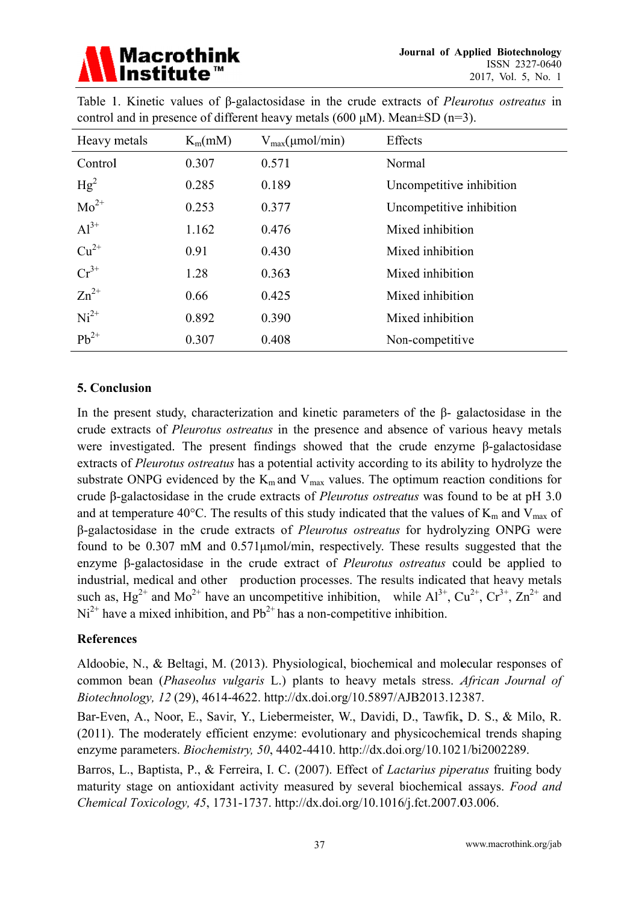Table 1. Kinetic values of β-galactosidase in the crude extracts of *Pleurotus ostreatus* in control and in presence of different heavy metals (600 μM). Mean±SD (n=3).

| Heavy metals | $K_m$(mM) | $V_{max}$(μmol/min) | Effects |
|---|---|---|---|
| Control | 0.307 | 0.571 | Normal |
| $Hg^{2}$ | 0.285 | 0.189 | Uncompetitive inhibition |
| $Mo^{2+}$ | 0.253 | 0.377 | Uncompetitive inhibition |
| $Al^{3+}$ | 1.162 | 0.476 | Mixed inhibition |
| $Cu^{2+}$ | 0.91 | 0.430 | Mixed inhibition |
| $Cr^{3+}$ | 1.28 | 0.363 | Mixed inhibition |
| $Zn^{2+}$ | 0.66 | 0.425 | Mixed inhibition |
| $Ni^{2+}$ | 0.892 | 0.390 | Mixed inhibition |
| $Pb^{2+}$ | 0.307 | 0.408 | Non-competitive |

## 5. Conclusion

In the present study, characterization and kinetic parameters of the β- galactosidase in the crude extracts of *Pleurotus ostreatus* in the presence and absence of various heavy metals were investigated. The present findings showed that the crude enzyme β-galactosidase extracts of *Pleurotus ostreatus* has a potential activity according to its ability to hydrolyze the substrate ONPG evidenced by the $K_m$ and $V_{max}$ values. The optimum reaction conditions for crude β-galactosidase in the crude extracts of *Pleurotus ostreatus* was found to be at pH 3.0 and at temperature 40°C. The results of this study indicated that the values of $K_m$ and $V_{max}$ of β-galactosidase in the crude extracts of *Pleurotus ostreatus* for hydrolyzing ONPG were found to be 0.307 mM and 0.571μmol/min, respectively. These results suggested that the enzyme β-galactosidase in the crude extract of *Pleurotus ostreatus* could be applied to industrial, medical and other production processes. The results indicated that heavy metals such as, $Hg^{2+}$ and $Mo^{2+}$ have an uncompetitive inhibition, while $Al^{3+}$, $Cu^{2+}$, $Cr^{3+}$, $Zn^{2+}$ and $Ni^{2+}$ have a mixed inhibition, and $Pb^{2+}$ has a non-competitive inhibition.

## References

Aldoobie, N., & Beltagi, M. (2013). Physiological, biochemical and molecular responses of common bean (*Phaseolus vulgaris* L.) plants to heavy metals stress. *African Journal of Biotechnology, 12* (29), 4614-4622. http://dx.doi.org/10.5897/AJB2013.12387.

Bar-Even, A., Noor, E., Savir, Y., Liebermeister, W., Davidi, D., Tawfik, D. S., & Milo, R. (2011). The moderately efficient enzyme: evolutionary and physicochemical trends shaping enzyme parameters. *Biochemistry, 50*, 4402-4410. http://dx.doi.org/10.1021/bi2002289.

Barros, L., Baptista, P., & Ferreira, I. C. (2007). Effect of *Lactarius piperatus* fruiting body maturity stage on antioxidant activity measured by several biochemical assays. *Food and Chemical Toxicology, 45*, 1731-1737. http://dx.doi.org/10.1016/j.fct.2007.03.006.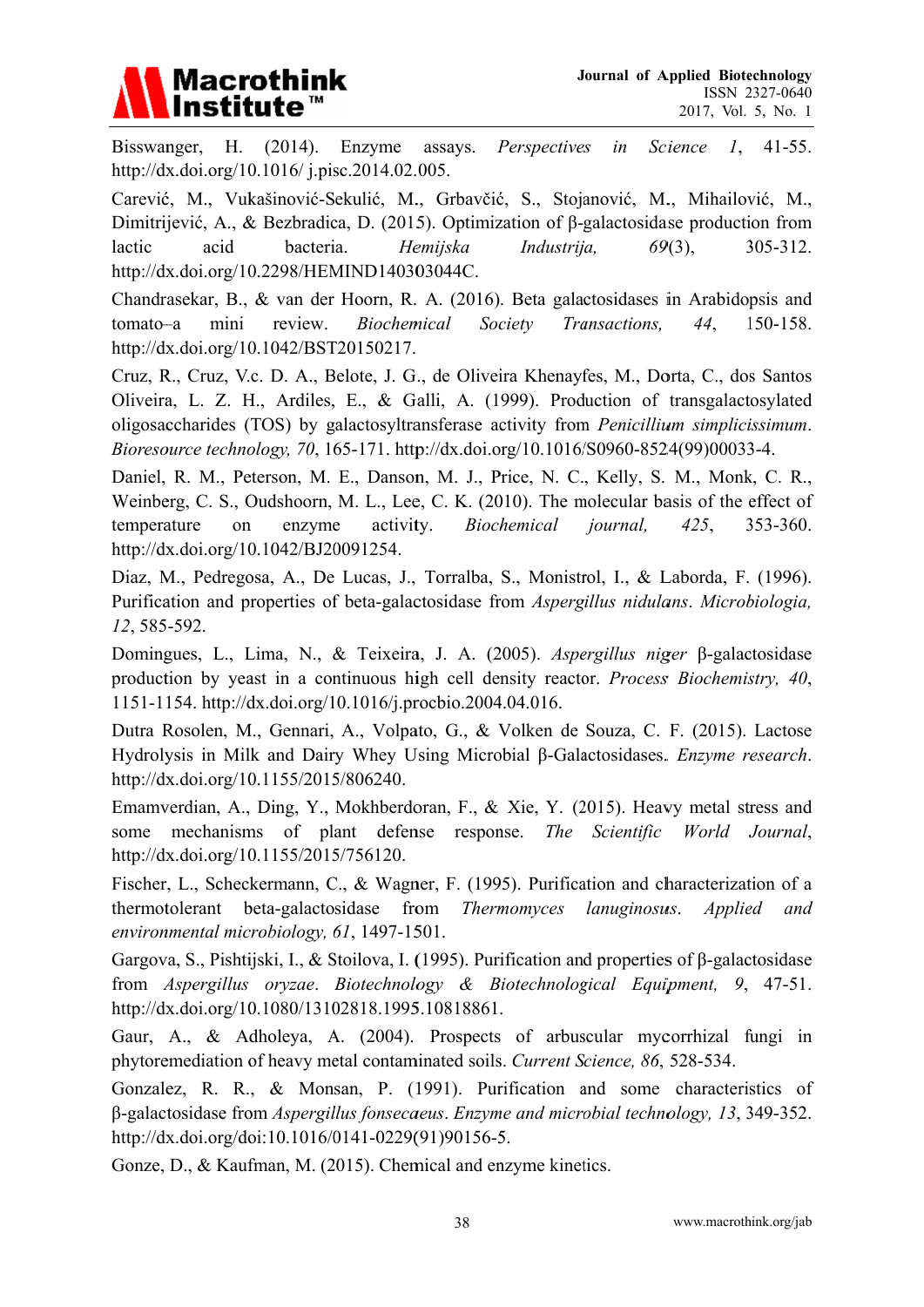Bisswanger, H. (2014). Enzyme assays. *Perspectives in Science 1*, 41-55. http://dx.doi.org/10.1016/ j.pisc.2014.02.005.

Carević, M., Vukašinović-Sekulić, M., Grbavčić, S., Stojanović, M., Mihailović, M., Dimitrijević, A., & Bezbradica, D. (2015). Optimization of β-galactosidase production from lactic acid bacteria. *Hemijska Industrija, 69*(3), 305-312. http://dx.doi.org/10.2298/HEMIND140303044C.

Chandrasekar, B., & van der Hoorn, R. A. (2016). Beta galactosidases in Arabidopsis and tomato–a mini review. *Biochemical Society Transactions, 44*, 150-158. http://dx.doi.org/10.1042/BST20150217.

Cruz, R., Cruz, V.c. D. A., Belote, J. G., de Oliveira Khenayfes, M., Dorta, C., dos Santos Oliveira, L. Z. H., Ardiles, E., & Galli, A. (1999). Production of transgalactosylated oligosaccharides (TOS) by galactosyltransferase activity from *Penicillium simplicissimum*. *Bioresource technology, 70*, 165-171. http://dx.doi.org/10.1016/S0960-8524(99)00033-4.

Daniel, R. M., Peterson, M. E., Danson, M. J., Price, N. C., Kelly, S. M., Monk, C. R., Weinberg, C. S., Oudshoorn, M. L., Lee, C. K. (2010). The molecular basis of the effect of temperature on enzyme activity. *Biochemical journal, 425*, 353-360. http://dx.doi.org/10.1042/BJ20091254.

Diaz, M., Pedregosa, A., De Lucas, J., Torralba, S., Monistrol, I., & Laborda, F. (1996). Purification and properties of beta-galactosidase from *Aspergillus nidulans*. *Microbiologia, 12*, 585-592.

Domingues, L., Lima, N., & Teixeira, J. A. (2005). *Aspergillus niger* β-galactosidase production by yeast in a continuous high cell density reactor. *Process Biochemistry, 40*, 1151-1154. http://dx.doi.org/10.1016/j.procbio.2004.04.016.

Dutra Rosolen, M., Gennari, A., Volpato, G., & Volken de Souza, C. F. (2015). Lactose Hydrolysis in Milk and Dairy Whey Using Microbial β-Galactosidases. *Enzyme research*. http://dx.doi.org/10.1155/2015/806240.

Emamverdian, A., Ding, Y., Mokhberdoran, F., & Xie, Y. (2015). Heavy metal stress and some mechanisms of plant defense response. *The Scientific World Journal*, http://dx.doi.org/10.1155/2015/756120.

Fischer, L., Scheckermann, C., & Wagner, F. (1995). Purification and characterization of a thermotolerant beta-galactosidase from *Thermomyces lanuginosus*. *Applied and environmental microbiology, 61*, 1497-1501.

Gargova, S., Pishtijski, I., & Stoilova, I. (1995). Purification and properties of β-galactosidase from *Aspergillus oryzae*. *Biotechnology & Biotechnological Equipment, 9*, 47-51. http://dx.doi.org/10.1080/13102818.1995.10818861.

Gaur, A., & Adholeya, A. (2004). Prospects of arbuscular mycorrhizal fungi in phytoremediation of heavy metal contaminated soils. *Current Science, 86*, 528-534.

Gonzalez, R. R., & Monsan, P. (1991). Purification and some characteristics of β-galactosidase from *Aspergillus fonsecaeus*. *Enzyme and microbial technology, 13*, 349-352. http://dx.doi.org/doi:10.1016/0141-0229(91)90156-5.

Gonze, D., & Kaufman, M. (2015). Chemical and enzyme kinetics.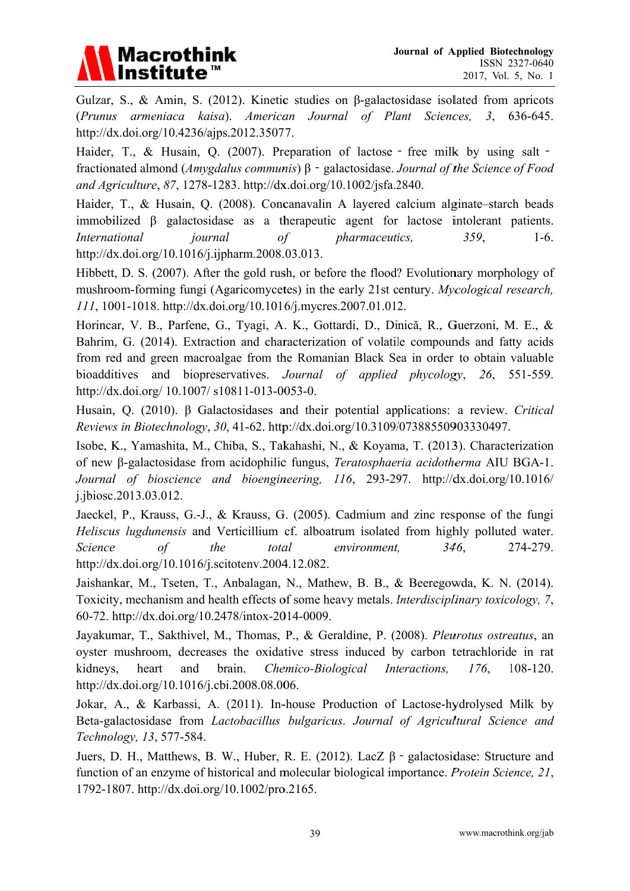Gulzar, S., & Amin, S. (2012). Kinetic studies on β-galactosidase isolated from apricots (*Prunus armeniaca kaisa*). *American Journal of Plant Sciences, 3*, 636-645. http://dx.doi.org/10.4236/ajps.2012.35077.

Haider, T., & Husain, Q. (2007). Preparation of lactose‐free milk by using salt‐fractionated almond (*Amygdalus communis*) β‐galactosidase. *Journal of the Science of Food and Agriculture*, *87*, 1278-1283. http://dx.doi.org/10.1002/jsfa.2840.

Haider, T., & Husain, Q. (2008). Concanavalin A layered calcium alginate–starch beads immobilized β galactosidase as a therapeutic agent for lactose intolerant patients. *International journal of pharmaceutics, 359*, 1-6. http://dx.doi.org/10.1016/j.ijpharm.2008.03.013.

Hibbett, D. S. (2007). After the gold rush, or before the flood? Evolutionary morphology of mushroom-forming fungi (Agaricomycetes) in the early 21st century. *Mycological research, 111*, 1001-1018. http://dx.doi.org/10.1016/j.mycres.2007.01.012.

Horincar, V. B., Parfene, G., Tyagi, A. K., Gottardi, D., Dinică, R., Guerzoni, M. E., & Bahrim, G. (2014). Extraction and characterization of volatile compounds and fatty acids from red and green macroalgae from the Romanian Black Sea in order to obtain valuable bioadditives and biopreservatives. *Journal of applied phycology*, *26*, 551-559. http://dx.doi.org/ 10.1007/ s10811-013-0053-0.

Husain, Q. (2010). β Galactosidases and their potential applications: a review. *Critical Reviews in Biotechnology*, *30*, 41-62. http://dx.doi.org/10.3109/07388550903330497.

Isobe, K., Yamashita, M., Chiba, S., Takahashi, N., & Koyama, T. (2013). Characterization of new β-galactosidase from acidophilic fungus, *Teratosphaeria acidotherma* AIU BGA-1. *Journal of bioscience and bioengineering, 116*, 293-297. http://dx.doi.org/10.1016/ j.jbiosc.2013.03.012.

Jaeckel, P., Krauss, G.-J., & Krauss, G. (2005). Cadmium and zinc response of the fungi *Heliscus lugdunensis* and Verticillium cf. alboatrum isolated from highly polluted water. *Science of the total environment, 346*, 274-279. http://dx.doi.org/10.1016/j.scitotenv.2004.12.082.

Jaishankar, M., Tseten, T., Anbalagan, N., Mathew, B. B., & Beeregowda, K. N. (2014). Toxicity, mechanism and health effects of some heavy metals. *Interdisciplinary toxicology, 7*, 60-72. http://dx.doi.org/10.2478/intox-2014-0009.

Jayakumar, T., Sakthivel, M., Thomas, P., & Geraldine, P. (2008). *Pleurotus ostreatus*, an oyster mushroom, decreases the oxidative stress induced by carbon tetrachloride in rat kidneys, heart and brain. *Chemico-Biological Interactions, 176*, 108-120. http://dx.doi.org/10.1016/j.cbi.2008.08.006.

Jokar, A., & Karbassi, A. (2011). In-house Production of Lactose-hydrolysed Milk by Beta-galactosidase from *Lactobacillus bulgaricus*. *Journal of Agricultural Science and Technology, 13*, 577-584.

Juers, D. H., Matthews, B. W., Huber, R. E. (2012). LacZ β‐galactosidase: Structure and function of an enzyme of historical and molecular biological importance. *Protein Science, 21*, 1792-1807. http://dx.doi.org/10.1002/pro.2165.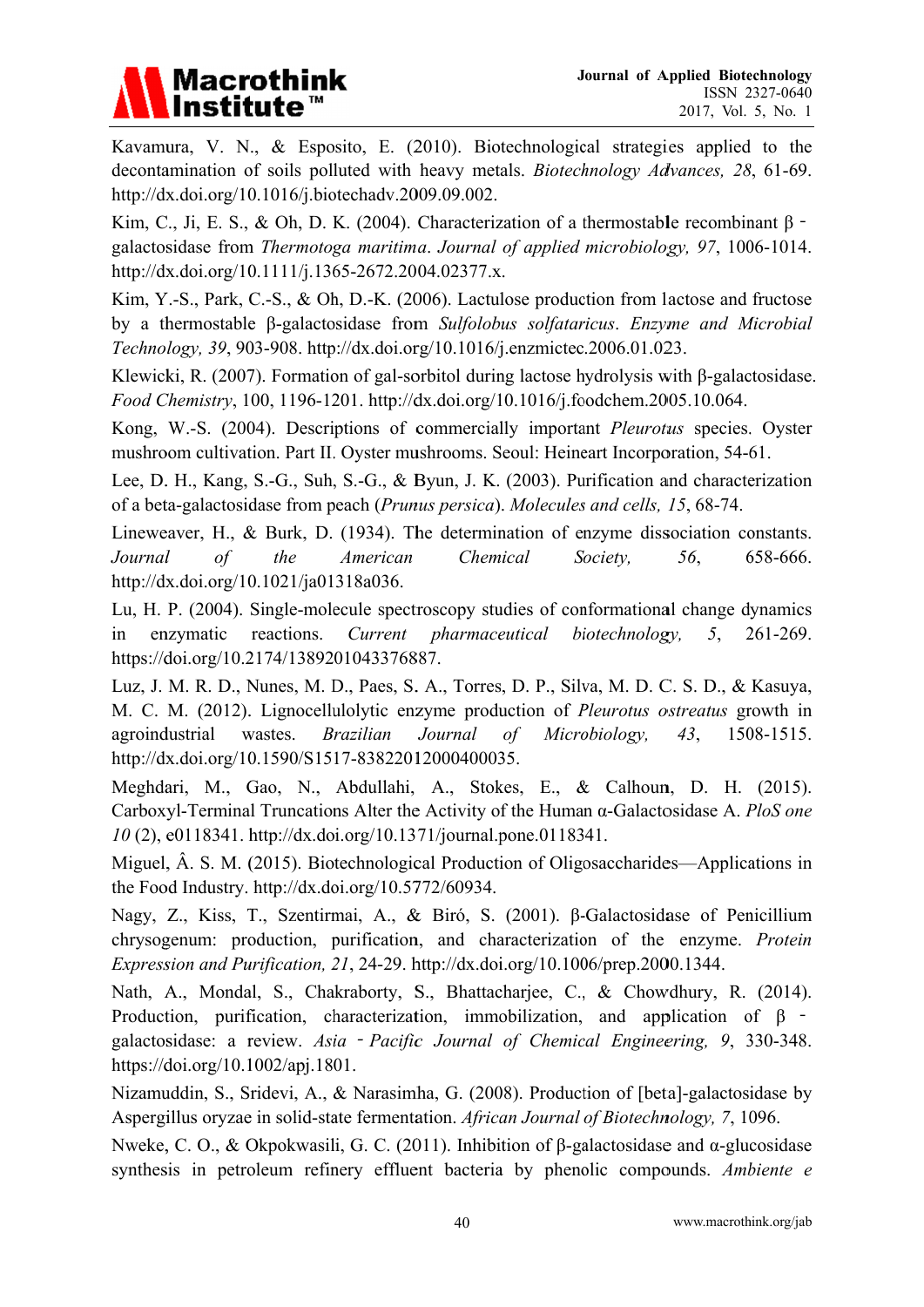Kavamura, V. N., & Esposito, E. (2010). Biotechnological strategies applied to the decontamination of soils polluted with heavy metals. *Biotechnology Advances, 28*, 61-69. http://dx.doi.org/10.1016/j.biotechadv.2009.09.002.

Kim, C., Ji, E. S., & Oh, D. K. (2004). Characterization of a thermostable recombinant β‐galactosidase from *Thermotoga maritima*. *Journal of applied microbiology, 97*, 1006-1014. http://dx.doi.org/10.1111/j.1365-2672.2004.02377.x.

Kim, Y.-S., Park, C.-S., & Oh, D.-K. (2006). Lactulose production from lactose and fructose by a thermostable β-galactosidase from *Sulfolobus solfataricus*. *Enzyme and Microbial Technology, 39*, 903-908. http://dx.doi.org/10.1016/j.enzmictec.2006.01.023.

Klewicki, R. (2007). Formation of gal-sorbitol during lactose hydrolysis with β-galactosidase. *Food Chemistry*, 100, 1196-1201. http://dx.doi.org/10.1016/j.foodchem.2005.10.064.

Kong, W.-S. (2004). Descriptions of commercially important *Pleurotus* species. Oyster mushroom cultivation. Part II. Oyster mushrooms. Seoul: Heineart Incorporation, 54-61.

Lee, D. H., Kang, S.-G., Suh, S.-G., & Byun, J. K. (2003). Purification and characterization of a beta-galactosidase from peach (*Prunus persica*). *Molecules and cells, 15*, 68-74.

Lineweaver, H., & Burk, D. (1934). The determination of enzyme dissociation constants. *Journal of the American Chemical Society, 56*, 658-666. http://dx.doi.org/10.1021/ja01318a036.

Lu, H. P. (2004). Single-molecule spectroscopy studies of conformational change dynamics in enzymatic reactions. *Current pharmaceutical biotechnology, 5*, 261-269. https://doi.org/10.2174/1389201043376887.

Luz, J. M. R. D., Nunes, M. D., Paes, S. A., Torres, D. P., Silva, M. D. C. S. D., & Kasuya, M. C. M. (2012). Lignocellulolytic enzyme production of *Pleurotus ostreatus* growth in agroindustrial wastes. *Brazilian Journal of Microbiology, 43*, 1508-1515. http://dx.doi.org/10.1590/S1517-83822012000400035.

Meghdari, M., Gao, N., Abdullahi, A., Stokes, E., & Calhoun, D. H. (2015). Carboxyl-Terminal Truncations Alter the Activity of the Human α-Galactosidase A. *PloS one 10* (2), e0118341. http://dx.doi.org/10.1371/journal.pone.0118341.

Miguel, Â. S. M. (2015). Biotechnological Production of Oligosaccharides—Applications in the Food Industry. http://dx.doi.org/10.5772/60934.

Nagy, Z., Kiss, T., Szentirmai, A., & Biró, S. (2001). β-Galactosidase of Penicillium chrysogenum: production, purification, and characterization of the enzyme. *Protein Expression and Purification, 21*, 24-29. http://dx.doi.org/10.1006/prep.2000.1344.

Nath, A., Mondal, S., Chakraborty, S., Bhattacharjee, C., & Chowdhury, R. (2014). Production, purification, characterization, immobilization, and application of β‐galactosidase: a review. *Asia‐Pacific Journal of Chemical Engineering, 9*, 330-348. https://doi.org/10.1002/apj.1801.

Nizamuddin, S., Sridevi, A., & Narasimha, G. (2008). Production of [beta]-galactosidase by Aspergillus oryzae in solid-state fermentation. *African Journal of Biotechnology, 7*, 1096.

Nweke, C. O., & Okpokwasili, G. C. (2011). Inhibition of β-galactosidase and α-glucosidase synthesis in petroleum refinery effluent bacteria by phenolic compounds. *Ambiente e*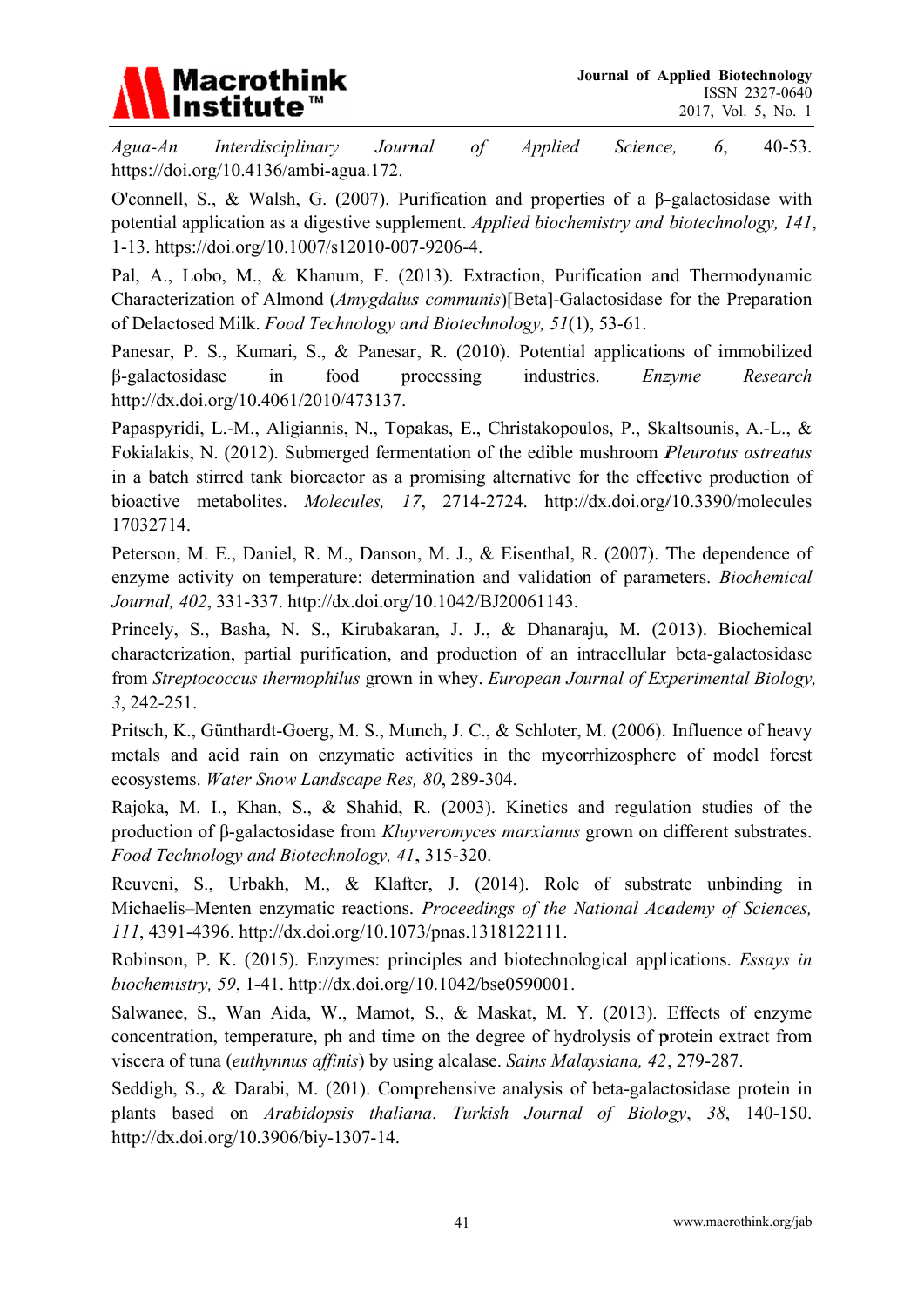*Agua-An Interdisciplinary Journal of Applied Science, 6*, 40-53. https://doi.org/10.4136/ambi-agua.172.

O'connell, S., & Walsh, G. (2007). Purification and properties of a β-galactosidase with potential application as a digestive supplement. *Applied biochemistry and biotechnology, 141*, 1-13. https://doi.org/10.1007/s12010-007-9206-4.

Pal, A., Lobo, M., & Khanum, F. (2013). Extraction, Purification and Thermodynamic Characterization of Almond (*Amygdalus communis*)[Beta]-Galactosidase for the Preparation of Delactosed Milk. *Food Technology and Biotechnology, 51*(1), 53-61.

Panesar, P. S., Kumari, S., & Panesar, R. (2010). Potential applications of immobilized β-galactosidase in food processing industries. *Enzyme Research* http://dx.doi.org/10.4061/2010/473137.

Papaspyridi, L.-M., Aligiannis, N., Topakas, E., Christakopoulos, P., Skaltsounis, A.-L., & Fokialakis, N. (2012). Submerged fermentation of the edible mushroom *Pleurotus ostreatus* in a batch stirred tank bioreactor as a promising alternative for the effective production of bioactive metabolites. *Molecules, 17*, 2714-2724. http://dx.doi.org/10.3390/molecules 17032714.

Peterson, M. E., Daniel, R. M., Danson, M. J., & Eisenthal, R. (2007). The dependence of enzyme activity on temperature: determination and validation of parameters. *Biochemical Journal, 402*, 331-337. http://dx.doi.org/10.1042/BJ20061143.

Princely, S., Basha, N. S., Kirubakaran, J. J., & Dhanaraju, M. (2013). Biochemical characterization, partial purification, and production of an intracellular beta-galactosidase from *Streptococcus thermophilus* grown in whey. *European Journal of Experimental Biology, 3*, 242-251.

Pritsch, K., Günthardt-Goerg, M. S., Munch, J. C., & Schloter, M. (2006). Influence of heavy metals and acid rain on enzymatic activities in the mycorrhizosphere of model forest ecosystems. *Water Snow Landscape Res, 80*, 289-304.

Rajoka, M. I., Khan, S., & Shahid, R. (2003). Kinetics and regulation studies of the production of β-galactosidase from *Kluyveromyces marxianus* grown on different substrates. *Food Technology and Biotechnology, 41*, 315-320.

Reuveni, S., Urbakh, M., & Klafter, J. (2014). Role of substrate unbinding in Michaelis–Menten enzymatic reactions. *Proceedings of the National Academy of Sciences, 111*, 4391-4396. http://dx.doi.org/10.1073/pnas.1318122111.

Robinson, P. K. (2015). Enzymes: principles and biotechnological applications. *Essays in biochemistry, 59*, 1-41. http://dx.doi.org/10.1042/bse0590001.

Salwanee, S., Wan Aida, W., Mamot, S., & Maskat, M. Y. (2013). Effects of enzyme concentration, temperature, ph and time on the degree of hydrolysis of protein extract from viscera of tuna (*euthynnus affinis*) by using alcalase. *Sains Malaysiana, 42*, 279-287.

Seddigh, S., & Darabi, M. (201). Comprehensive analysis of beta-galactosidase protein in plants based on *Arabidopsis thaliana*. *Turkish Journal of Biology*, *38*, 140-150. http://dx.doi.org/10.3906/biy-1307-14.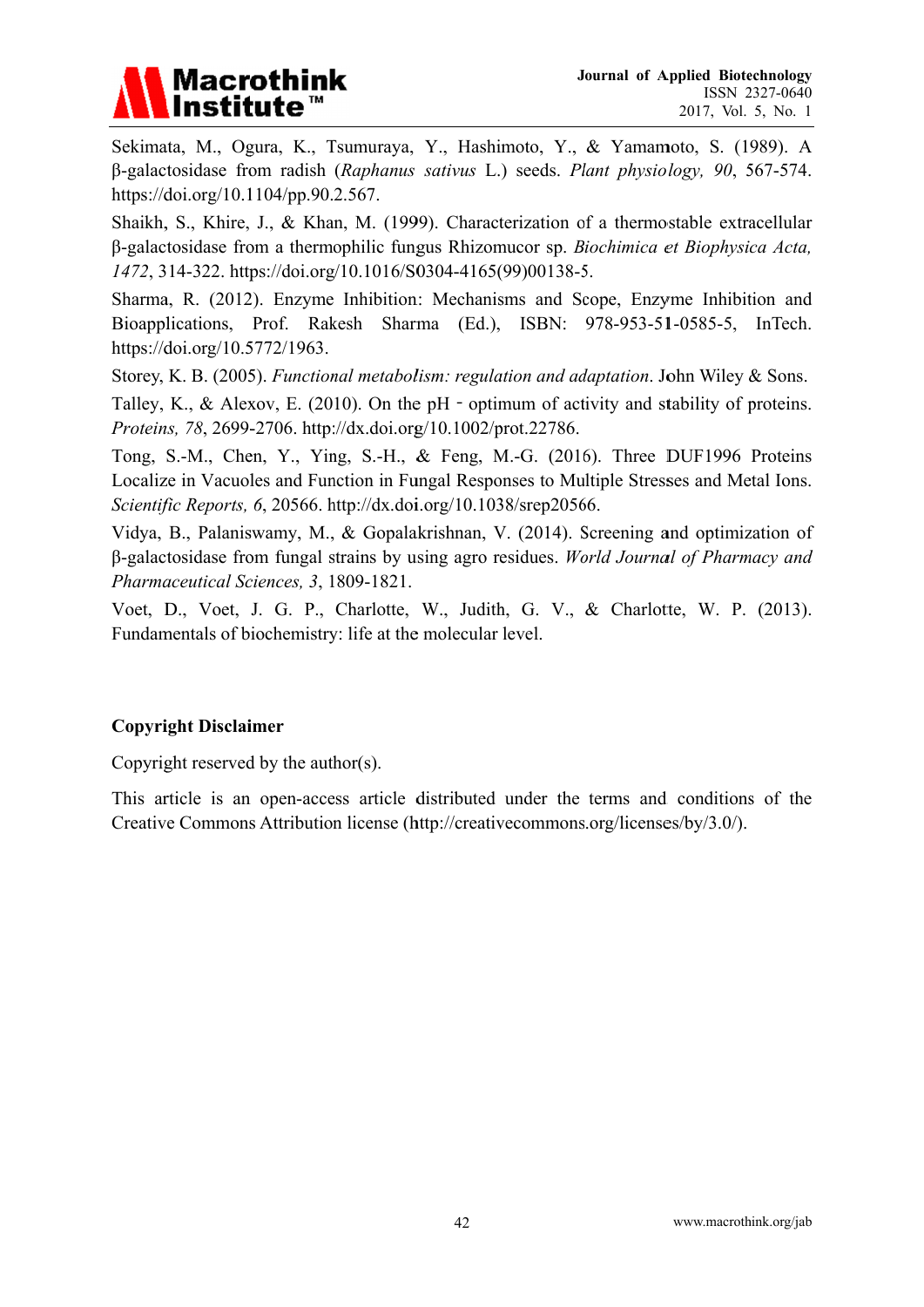Sekimata, M., Ogura, K., Tsumuraya, Y., Hashimoto, Y., & Yamamoto, S. (1989). A β-galactosidase from radish (*Raphanus sativus* L.) seeds. *Plant physiology, 90*, 567-574. https://doi.org/10.1104/pp.90.2.567.

Shaikh, S., Khire, J., & Khan, M. (1999). Characterization of a thermostable extracellular β-galactosidase from a thermophilic fungus Rhizomucor sp. *Biochimica et Biophysica Acta, 1472*, 314-322. https://doi.org/10.1016/S0304-4165(99)00138-5.

Sharma, R. (2012). Enzyme Inhibition: Mechanisms and Scope, Enzyme Inhibition and Bioapplications, Prof. Rakesh Sharma (Ed.), ISBN: 978-953-51-0585-5, InTech. https://doi.org/10.5772/1963.

Storey, K. B. (2005). *Functional metabolism: regulation and adaptation*. John Wiley & Sons.

Talley, K., & Alexov, E. (2010). On the pH‐optimum of activity and stability of proteins. *Proteins, 78*, 2699-2706. http://dx.doi.org/10.1002/prot.22786.

Tong, S.-M., Chen, Y., Ying, S.-H., & Feng, M.-G. (2016). Three DUF1996 Proteins Localize in Vacuoles and Function in Fungal Responses to Multiple Stresses and Metal Ions. *Scientific Reports, 6*, 20566. http://dx.doi.org/10.1038/srep20566.

Vidya, B., Palaniswamy, M., & Gopalakrishnan, V. (2014). Screening and optimization of β-galactosidase from fungal strains by using agro residues. *World Journal of Pharmacy and Pharmaceutical Sciences, 3*, 1809-1821.

Voet, D., Voet, J. G. P., Charlotte, W., Judith, G. V., & Charlotte, W. P. (2013). Fundamentals of biochemistry: life at the molecular level.

## Copyright Disclaimer

Copyright reserved by the author(s).

This article is an open-access article distributed under the terms and conditions of the Creative Commons Attribution license (http://creativecommons.org/licenses/by/3.0/).